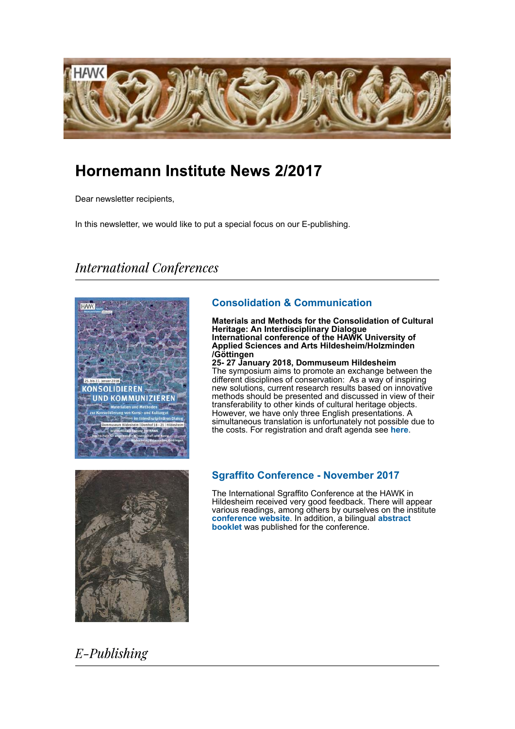# Hornemann Institute News 2/2017

Dear newsletter recipients,

In this newsletter, we would like to put a special focus on our E-publishing.

## *International Conferences*

### Consolidation & Communication

**Materials and Methods for the Consolidation of Cultural Heritage: An Interdisciplinary Dialogue**
**International conference of the HAWK University of Applied Sciences and Arts Hildesheim/Holzminden /Göttingen**
**25- 27 January 2018, Dommuseum Hildesheim**
The symposium aims to promote an exchange between the different disciplines of conservation: As a way of inspiring new solutions, current research results based on innovative methods should be presented and discussed in view of their transferability to other kinds of cultural heritage objects. However, we have only three English presentations. A simultaneous translation is unfortunately not possible due to the costs. For registration and draft agenda see **here**.

### Sgraffito Conference - November 2017

The International Sgraffito Conference at the HAWK in Hildesheim received very good feedback. There will appear various readings, among others by ourselves on the institute **conference website**. In addition, a bilingual **abstract booklet** was published for the conference.

## *E-Publishing*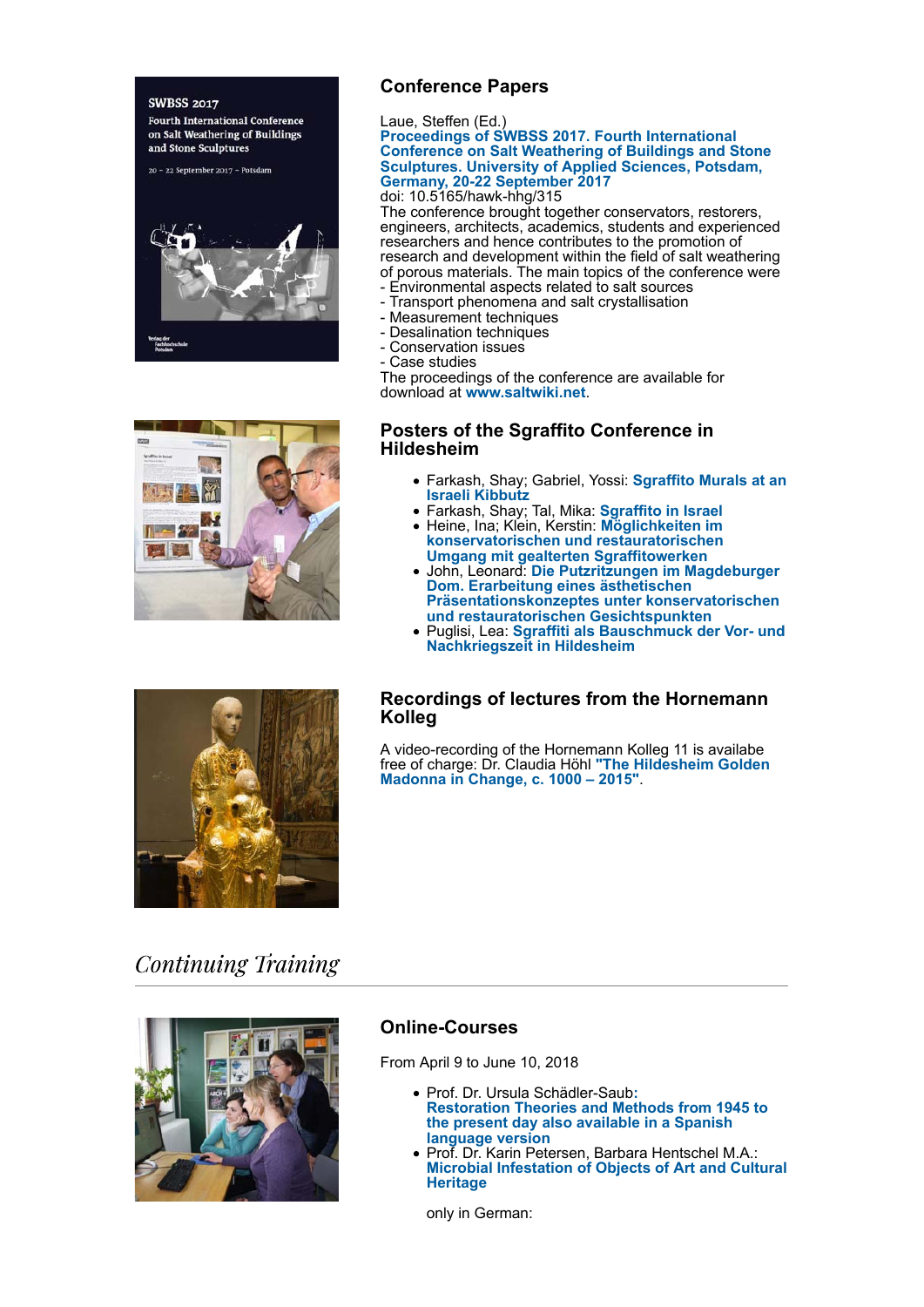## Conference Papers

Laue, Steffen (Ed.)
**Proceedings of SWBSS 2017. Fourth International Conference on Salt Weathering of Buildings and Stone Sculptures. University of Applied Sciences, Potsdam, Germany, 20-22 September 2017**
doi: 10.5165/hawk-hhg/315
The conference brought together conservators, restorers, engineers, architects, academics, students and experienced researchers and hence contributes to the promotion of research and development within the field of salt weathering of porous materials. The main topics of the conference were
- Environmental aspects related to salt sources
- Transport phenomena and salt crystallisation
- Measurement techniques
- Desalination techniques
- Conservation issues
- Case studies

The proceedings of the conference are available for download at **www.saltwiki.net**.

## Posters of the Sgraffito Conference in Hildesheim

- Farkash, Shay; Gabriel, Yossi: **Sgraffito Murals at an Israeli Kibbutz**
- Farkash, Shay; Tal, Mika: **Sgraffito in Israel**
- Heine, Ina; Klein, Kerstin: **Möglichkeiten im konservatorischen und restauratorischen Umgang mit gealterten Sgraffitowerken**
- John, Leonard: **Die Putzritzungen im Magdeburger Dom. Erarbeitung eines ästhetischen Präsentationskonzeptes unter konservatorischen und restauratorischen Gesichtspunkten**
- Puglisi, Lea: **Sgraffiti als Bauschmuck der Vor- und Nachkriegszeit in Hildesheim**

## Recordings of lectures from the Hornemann Kolleg

A video-recording of the Hornemann Kolleg 11 is availabe free of charge: Dr. Claudia Höhl **"The Hildesheim Golden Madonna in Change, c. 1000 – 2015"**.

# *Continuing Training*

## Online-Courses

From April 9 to June 10, 2018

- Prof. Dr. Ursula Schädler-Saub: **Restoration Theories and Methods from 1945 to the present day also available in a Spanish language version**
- Prof. Dr. Karin Petersen, Barbara Hentschel M.A.: **Microbial Infestation of Objects of Art and Cultural Heritage**

only in German: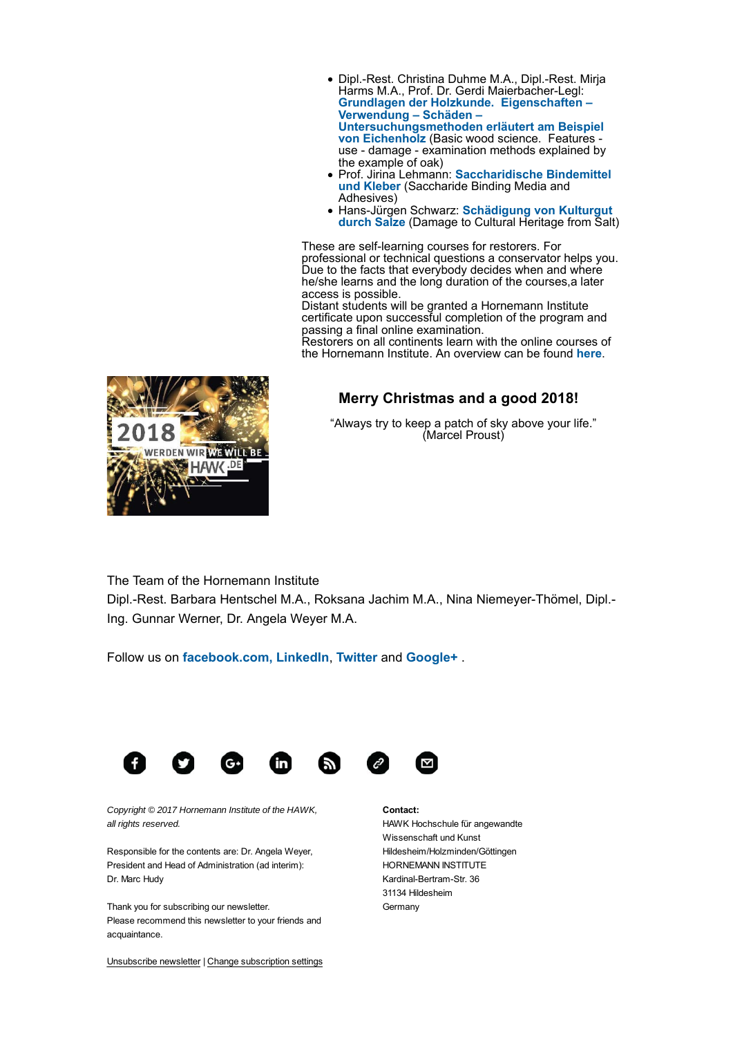- Dipl.-Rest. Christina Duhme M.A., Dipl.-Rest. Mirja Harms M.A., Prof. Dr. Gerdi Maierbacher-Legl: **Grundlagen der Holzkunde. Eigenschaften – Verwendung – Schäden – Untersuchungsmethoden erläutert am Beispiel von Eichenholz** (Basic wood science. Features - use - damage - examination methods explained by the example of oak)
- Prof. Jirina Lehmann: **Saccharidische Bindemittel und Kleber** (Saccharide Binding Media and Adhesives)
- Hans-Jürgen Schwarz: **Schädigung von Kulturgut durch Salze** (Damage to Cultural Heritage from Salt)

These are self-learning courses for restorers. For professional or technical questions a conservator helps you. Due to the facts that everybody decides when and where he/she learns and the long duration of the courses,a later access is possible.
Distant students will be granted a Hornemann Institute certificate upon successful completion of the program and passing a final online examination.
Restorers on all continents learn with the online courses of the Hornemann Institute. An overview can be found **here**.

## Merry Christmas and a good 2018!

"Always try to keep a patch of sky above your life."
(Marcel Proust)

The Team of the Hornemann Institute
Dipl.-Rest. Barbara Hentschel M.A., Roksana Jachim M.A., Nina Niemeyer-Thömel, Dipl.-Ing. Gunnar Werner, Dr. Angela Weyer M.A.

Follow us on **facebook.com, LinkedIn**, **Twitter** and **Google+** .

*Copyright © 2017 Hornemann Institute of the HAWK, all rights reserved.*

Responsible for the contents are: Dr. Angela Weyer,
President and Head of Administration (ad interim):
Dr. Marc Hudy

Thank you for subscribing our newsletter.
Please recommend this newsletter to your friends and acquaintance.

Unsubscribe newsletter | Change subscription settings

**Contact:**
HAWK Hochschule für angewandte Wissenschaft und Kunst
Hildesheim/Holzminden/Göttingen
HORNEMANN INSTITUTE
Kardinal-Bertram-Str. 36
31134 Hildesheim
Germany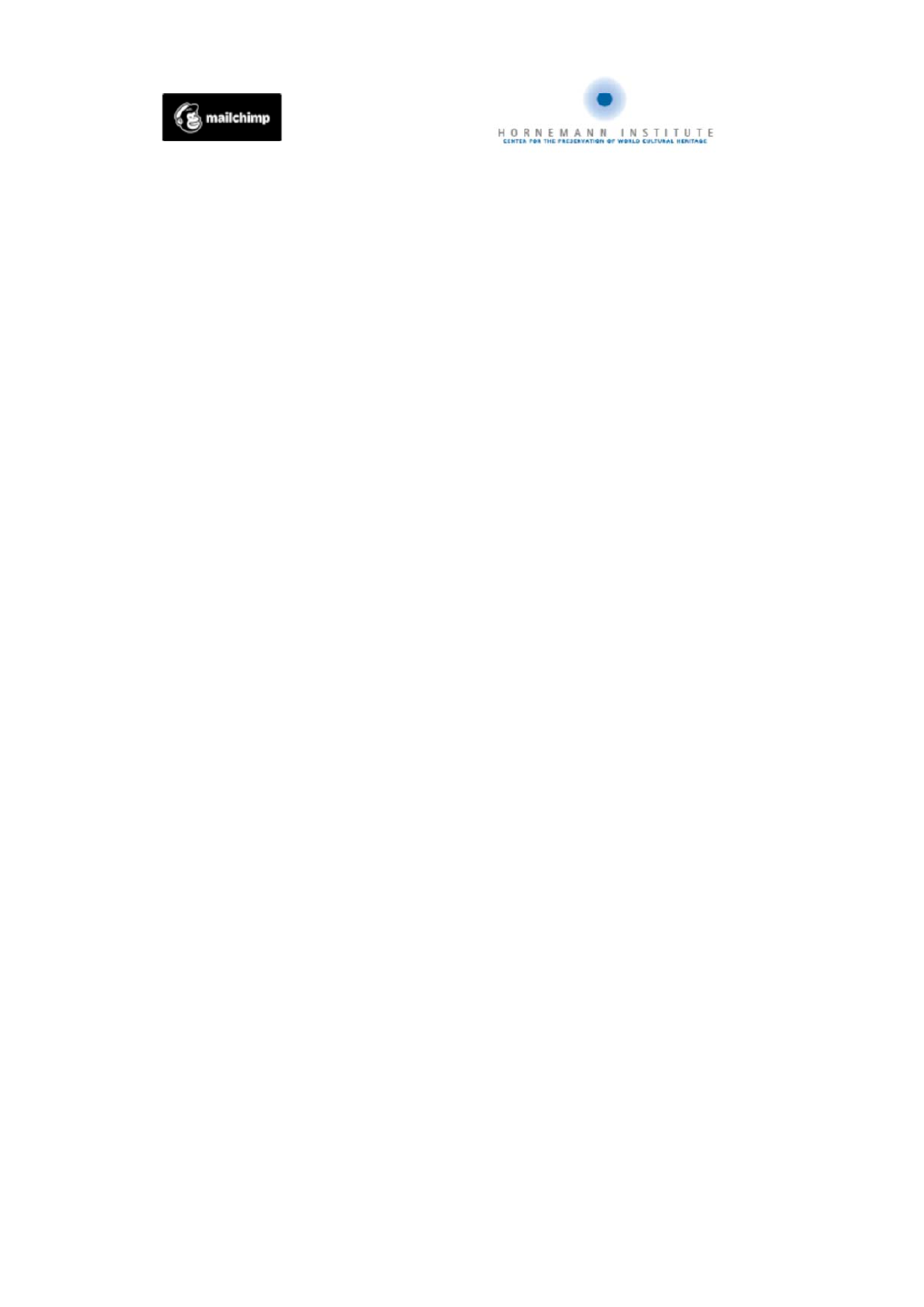mailchimp

HORNEMANN INSTITUTE

CENTER FOR THE PRESERVATION OF WORLD CULTURAL HERITAGE